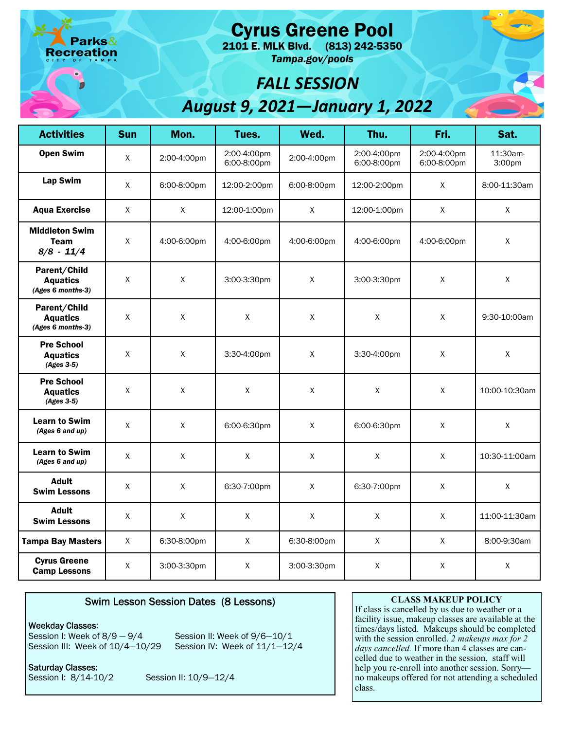Parks & Recreation
CITY OF TAMPA

# Cyrus Greene Pool

**2101 E. MLK Blvd. (813) 242-5350**

***Tampa.gov/pools***

## *FALL SESSION*

## *August 9, 2021—January 1, 2022*

| Activities | Sun | Mon. | Tues. | Wed. | Thu. | Fri. | Sat. |
|---|---|---|---|---|---|---|---|
| **Open Swim** | X | 2:00-4:00pm | 2:00-4:00pm 6:00-8:00pm | 2:00-4:00pm | 2:00-4:00pm 6:00-8:00pm | 2:00-4:00pm 6:00-8:00pm | 11:30am-3:00pm |
| **Lap Swim** | X | 6:00-8:00pm | 12:00-2:00pm | 6:00-8:00pm | 12:00-2:00pm | X | 8:00-11:30am |
| **Aqua Exercise** | X | X | 12:00-1:00pm | X | 12:00-1:00pm | X | X |
| **Middleton Swim Team** ***8/8 - 11/4*** | X | 4:00-6:00pm | 4:00-6:00pm | 4:00-6:00pm | 4:00-6:00pm | 4:00-6:00pm | X |
| **Parent/Child Aquatics** ***(Ages 6 months-3)*** | X | X | 3:00-3:30pm | X | 3:00-3:30pm | X | X |
| **Parent/Child Aquatics** ***(Ages 6 months-3)*** | X | X | X | X | X | X | 9:30-10:00am |
| **Pre School Aquatics** ***(Ages 3-5)*** | X | X | 3:30-4:00pm | X | 3:30-4:00pm | X | X |
| **Pre School Aquatics** ***(Ages 3-5)*** | X | X | X | X | X | X | 10:00-10:30am |
| **Learn to Swim** ***(Ages 6 and up)*** | X | X | 6:00-6:30pm | X | 6:00-6:30pm | X | X |
| **Learn to Swim** ***(Ages 6 and up)*** | X | X | X | X | X | X | 10:30-11:00am |
| **Adult Swim Lessons** | X | X | 6:30-7:00pm | X | 6:30-7:00pm | X | X |
| **Adult Swim Lessons** | X | X | X | X | X | X | 11:00-11:30am |
| **Tampa Bay Masters** | X | 6:30-8:00pm | X | 6:30-8:00pm | X | X | 8:00-9:30am |
| **Cyrus Greene Camp Lessons** | X | 3:00-3:30pm | X | 3:00-3:30pm | X | X | X |

### Swim Lesson Session Dates (8 Lessons)

**Weekday Classes:**
Session I: Week of 8/9 — 9/4
Session II: Week of 9/6—10/1
Session III: Week of 10/4—10/29
Session IV: Week of 11/1—12/4

**Saturday Classes:**
Session I: 8/14-10/2
Session II: 10/9—12/4

### CLASS MAKEUP POLICY

If class is cancelled by us due to weather or a facility issue, makeup classes are available at the times/days listed. Makeups should be completed with the session enrolled. *2 makeups max for 2 days cancelled.* If more than 4 classes are cancelled due to weather in the session, staff will help you re-enroll into another session. Sorry—no makeups offered for not attending a scheduled class.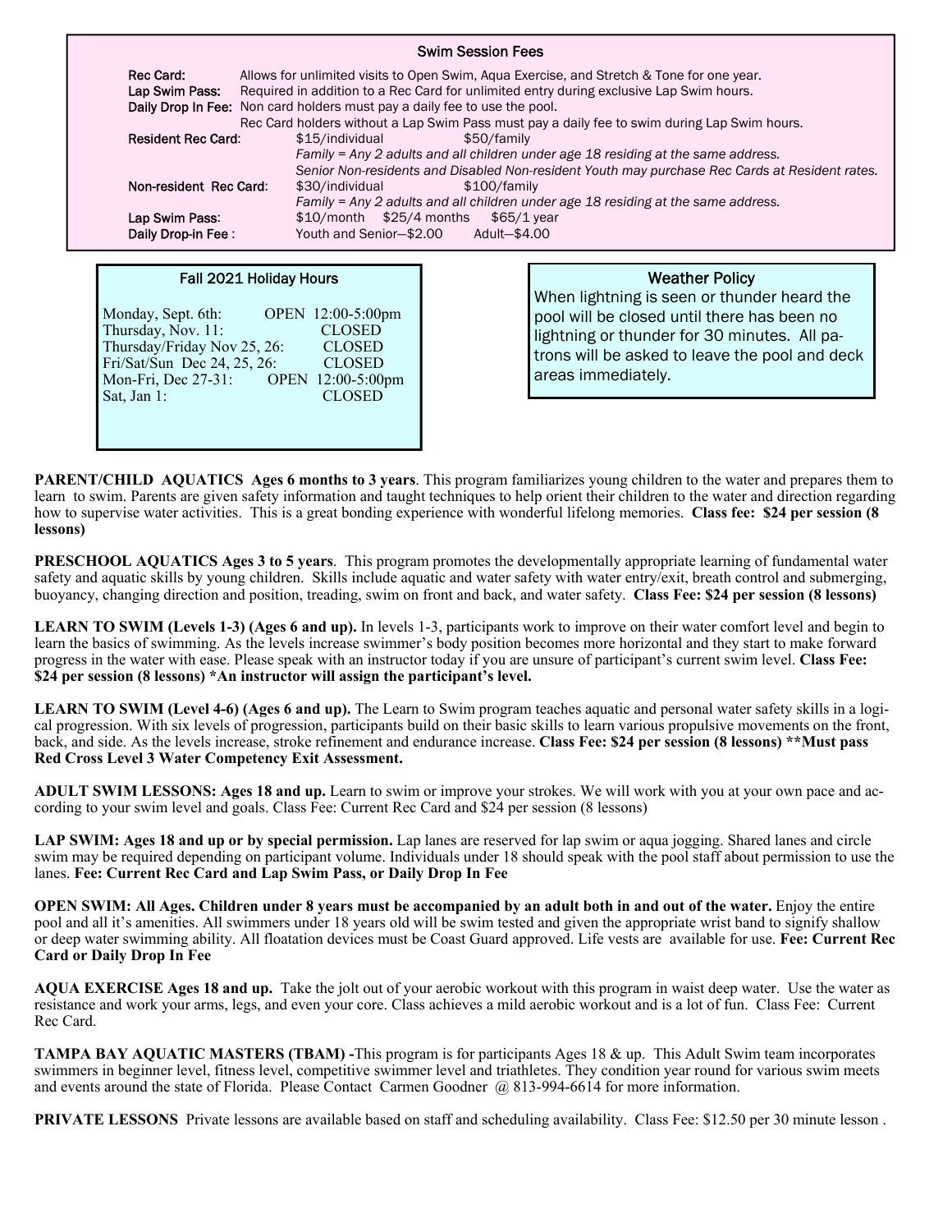## Swim Session Fees

| | | |
|---|---|---|
| Rec Card: | Allows for unlimited visits to Open Swim, Aqua Exercise, and Stretch & Tone for one year. | |
| Lap Swim Pass: | Required in addition to a Rec Card for unlimited entry during exclusive Lap Swim hours. | |
| Daily Drop In Fee: | Non card holders must pay a daily fee to use the pool. Rec Card holders without a Lap Swim Pass must pay a daily fee to swim during Lap Swim hours. | |
| Resident Rec Card: | $15/individual | $50/family |
| | *Family = Any 2 adults and all children under age 18 residing at the same address.* | |
| | *Senior Non-residents and Disabled Non-resident Youth may purchase Rec Cards at Resident rates.* | |
| Non-resident Rec Card: | $30/individual | $100/family |
| | *Family = Any 2 adults and all children under age 18 residing at the same address.* | |
| Lap Swim Pass: | $10/month $25/4 months | $65/1 year |
| Daily Drop-in Fee : | Youth and Senior—$2.00 | Adult—$4.00 |

## Fall 2021 Holiday Hours

| | |
|---|---|
| Monday, Sept. 6th: | OPEN 12:00-5:00pm |
| Thursday, Nov. 11: | CLOSED |
| Thursday/Friday Nov 25, 26: | CLOSED |
| Fri/Sat/Sun Dec 24, 25, 26: | CLOSED |
| Mon-Fri, Dec 27-31: | OPEN 12:00-5:00pm |
| Sat, Jan 1: | CLOSED |

## Weather Policy

When lightning is seen or thunder heard the pool will be closed until there has been no lightning or thunder for 30 minutes. All patrons will be asked to leave the pool and deck areas immediately.

**PARENT/CHILD AQUATICS Ages 6 months to 3 years**. This program familiarizes young children to the water and prepares them to learn to swim. Parents are given safety information and taught techniques to help orient their children to the water and direction regarding how to supervise water activities. This is a great bonding experience with wonderful lifelong memories. **Class fee: $24 per session (8 lessons)**

**PRESCHOOL AQUATICS Ages 3 to 5 years**. This program promotes the developmentally appropriate learning of fundamental water safety and aquatic skills by young children. Skills include aquatic and water safety with water entry/exit, breath control and submerging, buoyancy, changing direction and position, treading, swim on front and back, and water safety. **Class Fee: $24 per session (8 lessons)**

**LEARN TO SWIM (Levels 1-3) (Ages 6 and up).** In levels 1-3, participants work to improve on their water comfort level and begin to learn the basics of swimming. As the levels increase swimmer's body position becomes more horizontal and they start to make forward progress in the water with ease. Please speak with an instructor today if you are unsure of participant's current swim level. **Class Fee: $24 per session (8 lessons) *An instructor will assign the participant's level.**

**LEARN TO SWIM (Level 4-6) (Ages 6 and up).** The Learn to Swim program teaches aquatic and personal water safety skills in a logical progression. With six levels of progression, participants build on their basic skills to learn various propulsive movements on the front, back, and side. As the levels increase, stroke refinement and endurance increase. **Class Fee: $24 per session (8 lessons) **Must pass Red Cross Level 3 Water Competency Exit Assessment.**

**ADULT SWIM LESSONS: Ages 18 and up.** Learn to swim or improve your strokes. We will work with you at your own pace and according to your swim level and goals. Class Fee: Current Rec Card and $24 per session (8 lessons)

**LAP SWIM: Ages 18 and up or by special permission.** Lap lanes are reserved for lap swim or aqua jogging. Shared lanes and circle swim may be required depending on participant volume. Individuals under 18 should speak with the pool staff about permission to use the lanes. **Fee: Current Rec Card and Lap Swim Pass, or Daily Drop In Fee**

**OPEN SWIM: All Ages. Children under 8 years must be accompanied by an adult both in and out of the water.** Enjoy the entire pool and all it's amenities. All swimmers under 18 years old will be swim tested and given the appropriate wrist band to signify shallow or deep water swimming ability. All floatation devices must be Coast Guard approved. Life vests are available for use. **Fee: Current Rec Card or Daily Drop In Fee**

**AQUA EXERCISE Ages 18 and up.** Take the jolt out of your aerobic workout with this program in waist deep water. Use the water as resistance and work your arms, legs, and even your core. Class achieves a mild aerobic workout and is a lot of fun. Class Fee: Current Rec Card.

**TAMPA BAY AQUATIC MASTERS (TBAM) -**This program is for participants Ages 18 & up. This Adult Swim team incorporates swimmers in beginner level, fitness level, competitive swimmer level and triathletes. They condition year round for various swim meets and events around the state of Florida. Please Contact Carmen Goodner @ 813-994-6614 for more information.

**PRIVATE LESSONS** Private lessons are available based on staff and scheduling availability. Class Fee: $12.50 per 30 minute lesson .